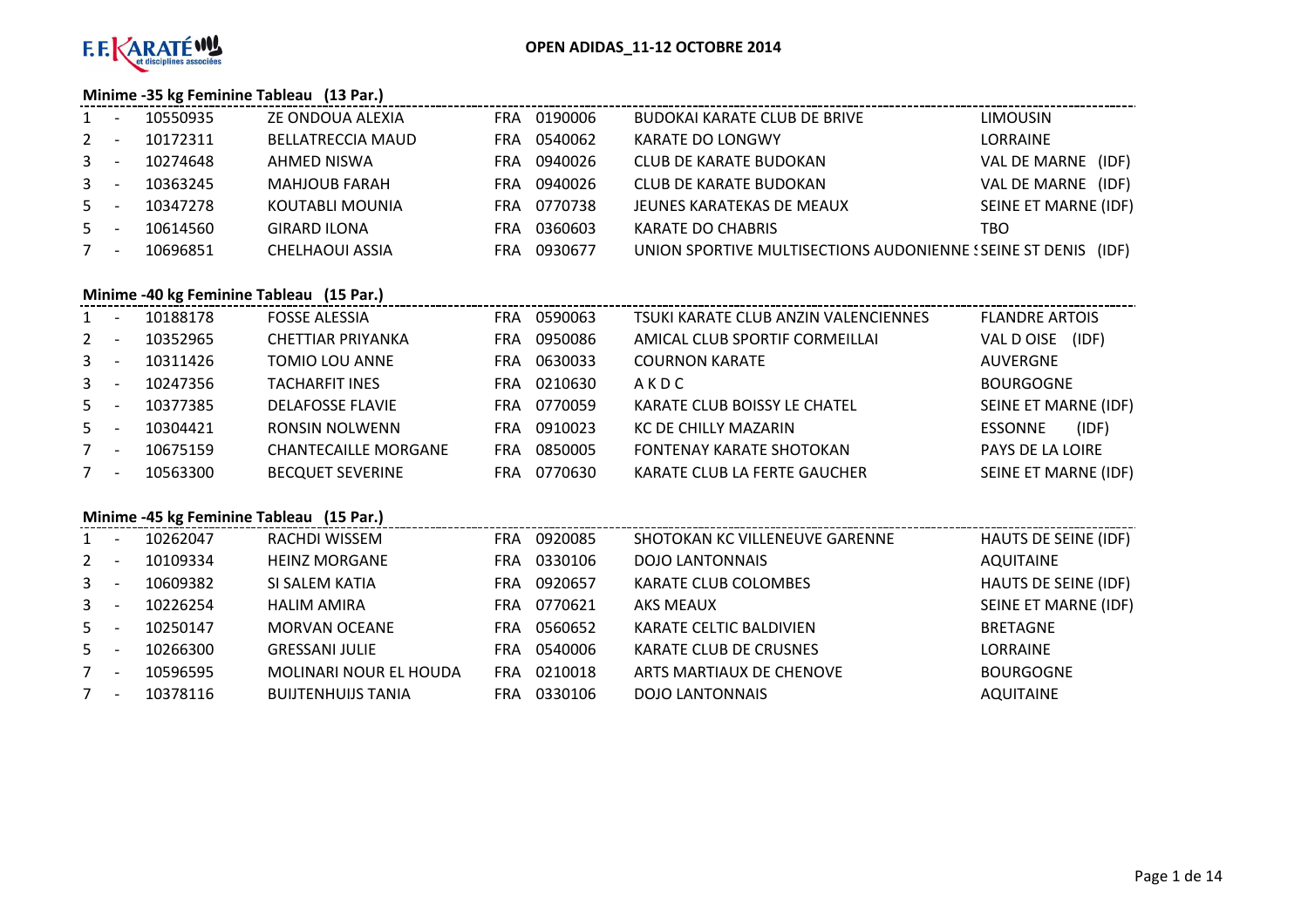**OPEN ADIDAS_11-12 OCTOBRE 2014**

### Minime -35 kg Feminine Tableau (13 Par.)

| | | | | | | | |
|---|---|---|---|---|---|---|---|
| 1 | - | 10550935 | ZE ONDOUA ALEXIA | FRA | 0190006 | BUDOKAI KARATE CLUB DE BRIVE | LIMOUSIN |
| 2 | - | 10172311 | BELLATRECCIA MAUD | FRA | 0540062 | KARATE DO LONGWY | LORRAINE |
| 3 | - | 10274648 | AHMED NISWA | FRA | 0940026 | CLUB DE KARATE BUDOKAN | VAL DE MARNE (IDF) |
| 3 | - | 10363245 | MAHJOUB FARAH | FRA | 0940026 | CLUB DE KARATE BUDOKAN | VAL DE MARNE (IDF) |
| 5 | - | 10347278 | KOUTABLI MOUNIA | FRA | 0770738 | JEUNES KARATEKAS DE MEAUX | SEINE ET MARNE (IDF) |
| 5 | - | 10614560 | GIRARD ILONA | FRA | 0360603 | KARATE DO CHABRIS | TBO |
| 7 | - | 10696851 | CHELHAOUI ASSIA | FRA | 0930677 | UNION SPORTIVE MULTISECTIONS AUDONIENNE S | SEINE ST DENIS (IDF) |

### Minime -40 kg Feminine Tableau (15 Par.)

| | | | | | | | |
|---|---|---|---|---|---|---|---|
| 1 | - | 10188178 | FOSSE ALESSIA | FRA | 0590063 | TSUKI KARATE CLUB ANZIN VALENCIENNES | FLANDRE ARTOIS |
| 2 | - | 10352965 | CHETTIAR PRIYANKA | FRA | 0950086 | AMICAL CLUB SPORTIF CORMEILLAI | VAL D OISE (IDF) |
| 3 | - | 10311426 | TOMIO LOU ANNE | FRA | 0630033 | COURNON KARATE | AUVERGNE |
| 3 | - | 10247356 | TACHARFIT INES | FRA | 0210630 | A K D C | BOURGOGNE |
| 5 | - | 10377385 | DELAFOSSE FLAVIE | FRA | 0770059 | KARATE CLUB BOISSY LE CHATEL | SEINE ET MARNE (IDF) |
| 5 | - | 10304421 | RONSIN NOLWENN | FRA | 0910023 | KC DE CHILLY MAZARIN | ESSONNE (IDF) |
| 7 | - | 10675159 | CHANTECAILLE MORGANE | FRA | 0850005 | FONTENAY KARATE SHOTOKAN | PAYS DE LA LOIRE |
| 7 | - | 10563300 | BECQUET SEVERINE | FRA | 0770630 | KARATE CLUB LA FERTE GAUCHER | SEINE ET MARNE (IDF) |

### Minime -45 kg Feminine Tableau (15 Par.)

| | | | | | | | |
|---|---|---|---|---|---|---|---|
| 1 | - | 10262047 | RACHDI WISSEM | FRA | 0920085 | SHOTOKAN KC VILLENEUVE GARENNE | HAUTS DE SEINE (IDF) |
| 2 | - | 10109334 | HEINZ MORGANE | FRA | 0330106 | DOJO LANTONNAIS | AQUITAINE |
| 3 | - | 10609382 | SI SALEM KATIA | FRA | 0920657 | KARATE CLUB COLOMBES | HAUTS DE SEINE (IDF) |
| 3 | - | 10226254 | HALIM AMIRA | FRA | 0770621 | AKS MEAUX | SEINE ET MARNE (IDF) |
| 5 | - | 10250147 | MORVAN OCEANE | FRA | 0560652 | KARATE CELTIC BALDIVIEN | BRETAGNE |
| 5 | - | 10266300 | GRESSANI JULIE | FRA | 0540006 | KARATE CLUB DE CRUSNES | LORRAINE |
| 7 | - | 10596595 | MOLINARI NOUR EL HOUDA | FRA | 0210018 | ARTS MARTIAUX DE CHENOVE | BOURGOGNE |
| 7 | - | 10378116 | BUIJTENHUIJS TANIA | FRA | 0330106 | DOJO LANTONNAIS | AQUITAINE |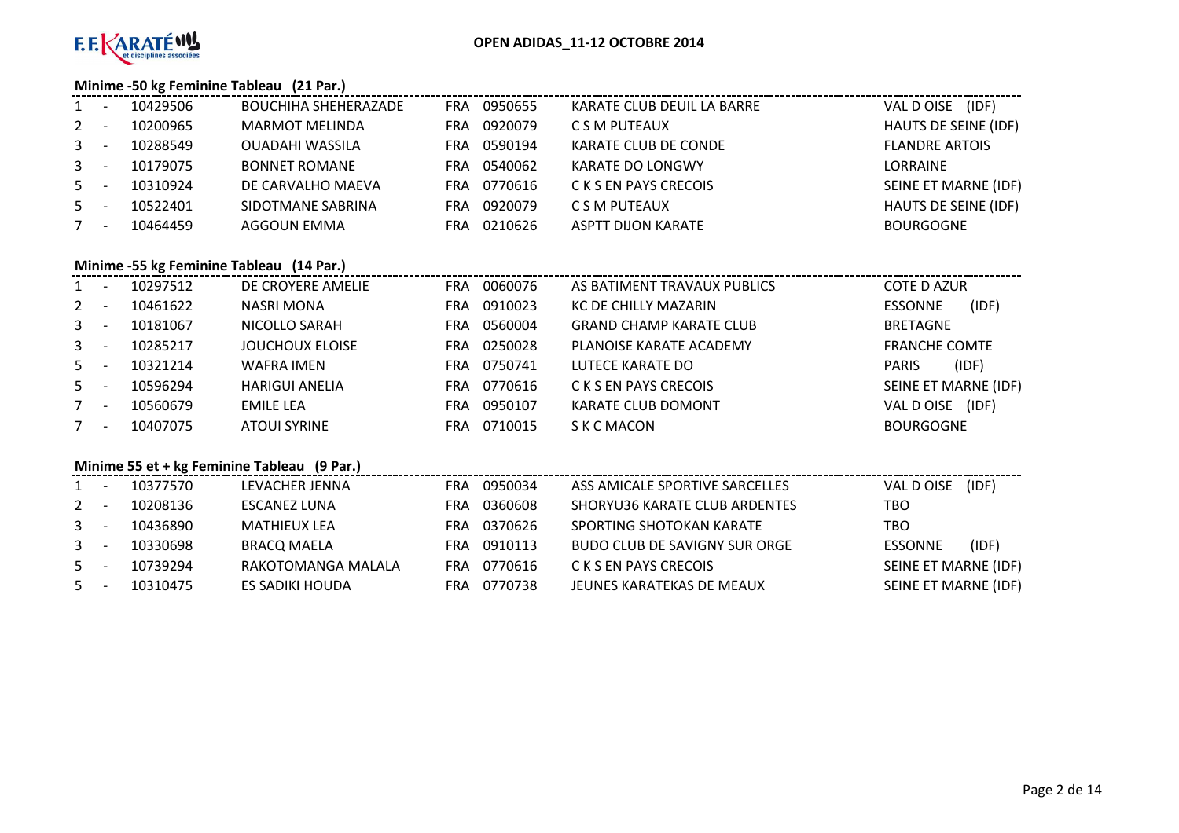**OPEN ADIDAS_11-12 OCTOBRE 2014**

### Minime -50 kg Feminine Tableau (21 Par.)

| Rang | Licence | Nom | Pays | Club N° | Club | Ligue |
|---|---|---|---|---|---|---|
| 1 - | 10429506 | BOUCHIHA SHEHERAZADE | FRA | 0950655 | KARATE CLUB DEUIL LA BARRE | VAL D OISE (IDF) |
| 2 - | 10200965 | MARMOT MELINDA | FRA | 0920079 | C S M PUTEAUX | HAUTS DE SEINE (IDF) |
| 3 - | 10288549 | OUADAHI WASSILA | FRA | 0590194 | KARATE CLUB DE CONDE | FLANDRE ARTOIS |
| 3 - | 10179075 | BONNET ROMANE | FRA | 0540062 | KARATE DO LONGWY | LORRAINE |
| 5 - | 10310924 | DE CARVALHO MAEVA | FRA | 0770616 | C K S EN PAYS CRECOIS | SEINE ET MARNE (IDF) |
| 5 - | 10522401 | SIDOTMANE SABRINA | FRA | 0920079 | C S M PUTEAUX | HAUTS DE SEINE (IDF) |
| 7 - | 10464459 | AGGOUN EMMA | FRA | 0210626 | ASPTT DIJON KARATE | BOURGOGNE |

### Minime -55 kg Feminine Tableau (14 Par.)

| Rang | Licence | Nom | Pays | Club N° | Club | Ligue |
|---|---|---|---|---|---|---|
| 1 - | 10297512 | DE CROYERE AMELIE | FRA | 0060076 | AS BATIMENT TRAVAUX PUBLICS | COTE D AZUR |
| 2 - | 10461622 | NASRI MONA | FRA | 0910023 | KC DE CHILLY MAZARIN | ESSONNE (IDF) |
| 3 - | 10181067 | NICOLLO SARAH | FRA | 0560004 | GRAND CHAMP KARATE CLUB | BRETAGNE |
| 3 - | 10285217 | JOUCHOUX ELOISE | FRA | 0250028 | PLANOISE KARATE ACADEMY | FRANCHE COMTE |
| 5 - | 10321214 | WAFRA IMEN | FRA | 0750741 | LUTECE KARATE DO | PARIS (IDF) |
| 5 - | 10596294 | HARIGUI ANELIA | FRA | 0770616 | C K S EN PAYS CRECOIS | SEINE ET MARNE (IDF) |
| 7 - | 10560679 | EMILE LEA | FRA | 0950107 | KARATE CLUB DOMONT | VAL D OISE (IDF) |
| 7 - | 10407075 | ATOUI SYRINE | FRA | 0710015 | S K C MACON | BOURGOGNE |

### Minime 55 et + kg Feminine Tableau (9 Par.)

| Rang | Licence | Nom | Pays | Club N° | Club | Ligue |
|---|---|---|---|---|---|---|
| 1 - | 10377570 | LEVACHER JENNA | FRA | 0950034 | ASS AMICALE SPORTIVE SARCELLES | VAL D OISE (IDF) |
| 2 - | 10208136 | ESCANEZ LUNA | FRA | 0360608 | SHORYU36 KARATE CLUB ARDENTES | TBO |
| 3 - | 10436890 | MATHIEUX LEA | FRA | 0370626 | SPORTING SHOTOKAN KARATE | TBO |
| 3 - | 10330698 | BRACQ MAELA | FRA | 0910113 | BUDO CLUB DE SAVIGNY SUR ORGE | ESSONNE (IDF) |
| 5 - | 10739294 | RAKOTOMANGA MALALA | FRA | 0770616 | C K S EN PAYS CRECOIS | SEINE ET MARNE (IDF) |
| 5 - | 10310475 | ES SADIKI HOUDA | FRA | 0770738 | JEUNES KARATEKAS DE MEAUX | SEINE ET MARNE (IDF) |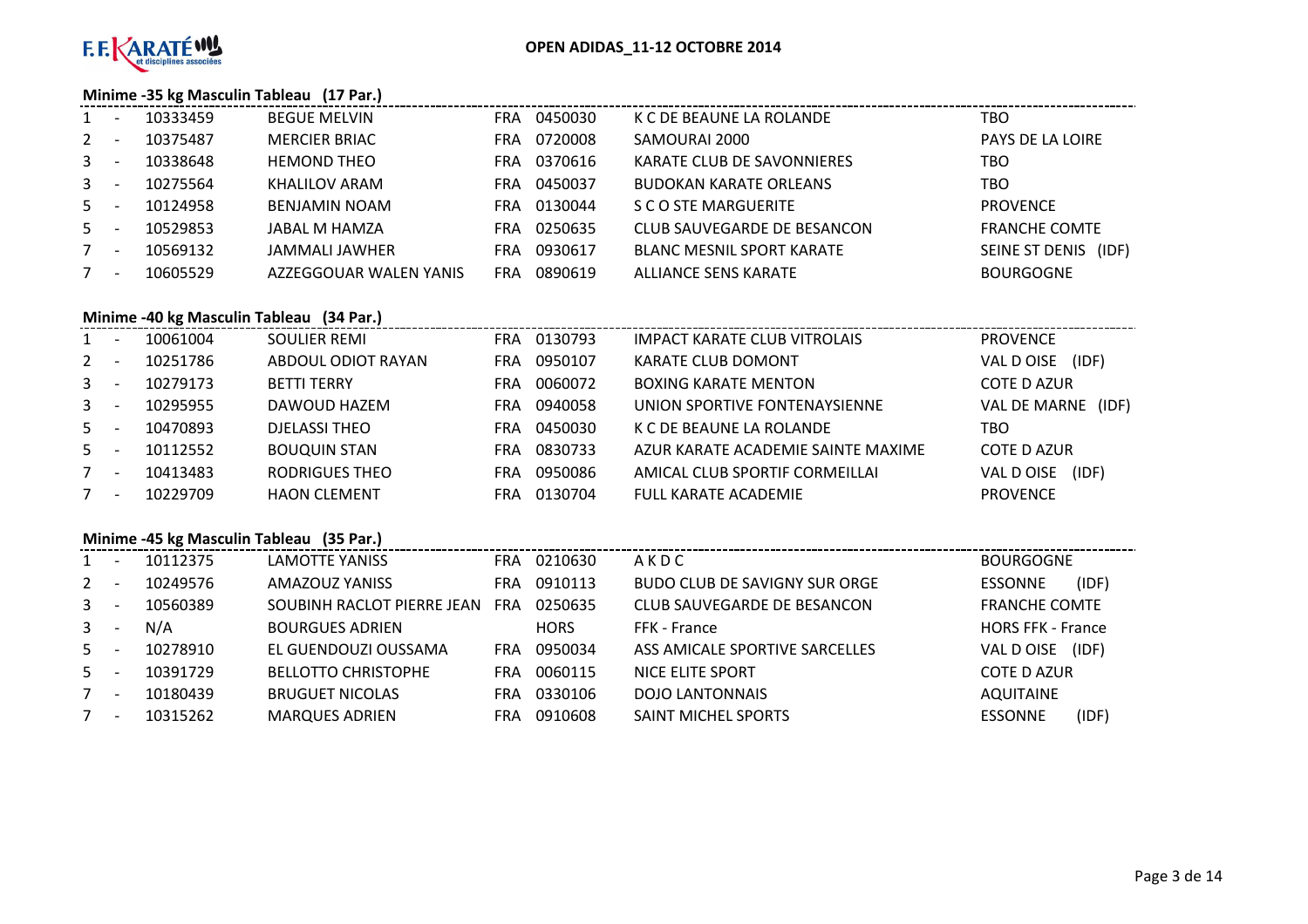F.F.KARATÉ et disciplines associées

**OPEN ADIDAS_11-12 OCTOBRE 2014**

### Minime -35 kg Masculin Tableau (17 Par.)

| Place | | Licence | Nom | Pays | Club N° | Club | Ligue |
|---|---|---|---|---|---|---|---|
| 1 | - | 10333459 | BEGUE MELVIN | FRA | 0450030 | K C DE BEAUNE LA ROLANDE | TBO |
| 2 | - | 10375487 | MERCIER BRIAC | FRA | 0720008 | SAMOURAI 2000 | PAYS DE LA LOIRE |
| 3 | - | 10338648 | HEMOND THEO | FRA | 0370616 | KARATE CLUB DE SAVONNIERES | TBO |
| 3 | - | 10275564 | KHALILOV ARAM | FRA | 0450037 | BUDOKAN KARATE ORLEANS | TBO |
| 5 | - | 10124958 | BENJAMIN NOAM | FRA | 0130044 | S C O STE MARGUERITE | PROVENCE |
| 5 | - | 10529853 | JABAL M HAMZA | FRA | 0250635 | CLUB SAUVEGARDE DE BESANCON | FRANCHE COMTE |
| 7 | - | 10569132 | JAMMALI JAWHER | FRA | 0930617 | BLANC MESNIL SPORT KARATE | SEINE ST DENIS (IDF) |
| 7 | - | 10605529 | AZZEGGOUAR WALEN YANIS | FRA | 0890619 | ALLIANCE SENS KARATE | BOURGOGNE |

### Minime -40 kg Masculin Tableau (34 Par.)

| Place | | Licence | Nom | Pays | Club N° | Club | Ligue |
|---|---|---|---|---|---|---|---|
| 1 | - | 10061004 | SOULIER REMI | FRA | 0130793 | IMPACT KARATE CLUB VITROLAIS | PROVENCE |
| 2 | - | 10251786 | ABDOUL ODIOT RAYAN | FRA | 0950107 | KARATE CLUB DOMONT | VAL D OISE (IDF) |
| 3 | - | 10279173 | BETTI TERRY | FRA | 0060072 | BOXING KARATE MENTON | COTE D AZUR |
| 3 | - | 10295955 | DAWOUD HAZEM | FRA | 0940058 | UNION SPORTIVE FONTENAYSIENNE | VAL DE MARNE (IDF) |
| 5 | - | 10470893 | DJELASSI THEO | FRA | 0450030 | K C DE BEAUNE LA ROLANDE | TBO |
| 5 | - | 10112552 | BOUQUIN STAN | FRA | 0830733 | AZUR KARATE ACADEMIE SAINTE MAXIME | COTE D AZUR |
| 7 | - | 10413483 | RODRIGUES THEO | FRA | 0950086 | AMICAL CLUB SPORTIF CORMEILLAI | VAL D OISE (IDF) |
| 7 | - | 10229709 | HAON CLEMENT | FRA | 0130704 | FULL KARATE ACADEMIE | PROVENCE |

### Minime -45 kg Masculin Tableau (35 Par.)

| Place | | Licence | Nom | Pays | Club N° | Club | Ligue |
|---|---|---|---|---|---|---|---|
| 1 | - | 10112375 | LAMOTTE YANISS | FRA | 0210630 | A K D C | BOURGOGNE |
| 2 | - | 10249576 | AMAZOUZ YANISS | FRA | 0910113 | BUDO CLUB DE SAVIGNY SUR ORGE | ESSONNE (IDF) |
| 3 | - | 10560389 | SOUBINH RACLOT PIERRE JEAN | FRA | 0250635 | CLUB SAUVEGARDE DE BESANCON | FRANCHE COMTE |
| 3 | - | N/A | BOURGUES ADRIEN | | HORS | FFK - France | HORS FFK - France |
| 5 | - | 10278910 | EL GUENDOUZI OUSSAMA | FRA | 0950034 | ASS AMICALE SPORTIVE SARCELLES | VAL D OISE (IDF) |
| 5 | - | 10391729 | BELLOTTO CHRISTOPHE | FRA | 0060115 | NICE ELITE SPORT | COTE D AZUR |
| 7 | - | 10180439 | BRUGUET NICOLAS | FRA | 0330106 | DOJO LANTONNAIS | AQUITAINE |
| 7 | - | 10315262 | MARQUES ADRIEN | FRA | 0910608 | SAINT MICHEL SPORTS | ESSONNE (IDF) |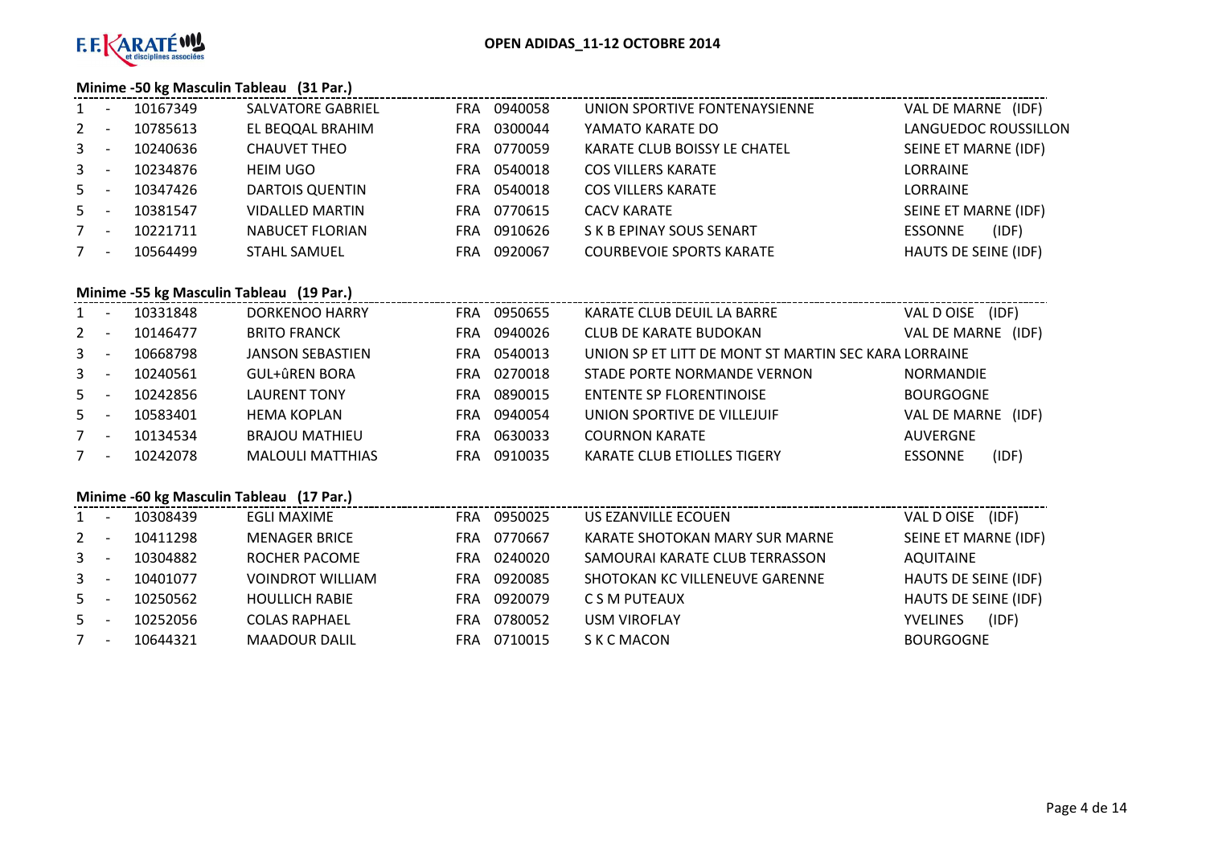## Minime -50 kg Masculin Tableau (31 Par.)

| | | | | | | | |
|---|---|---|---|---|---|---|---|
| 1 | - | 10167349 | SALVATORE GABRIEL | FRA | 0940058 | UNION SPORTIVE FONTENAYSIENNE | VAL DE MARNE (IDF) |
| 2 | - | 10785613 | EL BEQQAL BRAHIM | FRA | 0300044 | YAMATO KARATE DO | LANGUEDOC ROUSSILLON |
| 3 | - | 10240636 | CHAUVET THEO | FRA | 0770059 | KARATE CLUB BOISSY LE CHATEL | SEINE ET MARNE (IDF) |
| 3 | - | 10234876 | HEIM UGO | FRA | 0540018 | COS VILLERS KARATE | LORRAINE |
| 5 | - | 10347426 | DARTOIS QUENTIN | FRA | 0540018 | COS VILLERS KARATE | LORRAINE |
| 5 | - | 10381547 | VIDALLED MARTIN | FRA | 0770615 | CACV KARATE | SEINE ET MARNE (IDF) |
| 7 | - | 10221711 | NABUCET FLORIAN | FRA | 0910626 | S K B EPINAY SOUS SENART | ESSONNE (IDF) |
| 7 | - | 10564499 | STAHL SAMUEL | FRA | 0920067 | COURBEVOIE SPORTS KARATE | HAUTS DE SEINE (IDF) |

## Minime -55 kg Masculin Tableau (19 Par.)

| | | | | | | | |
|---|---|---|---|---|---|---|---|
| 1 | - | 10331848 | DORKENOO HARRY | FRA | 0950655 | KARATE CLUB DEUIL LA BARRE | VAL D OISE (IDF) |
| 2 | - | 10146477 | BRITO FRANCK | FRA | 0940026 | CLUB DE KARATE BUDOKAN | VAL DE MARNE (IDF) |
| 3 | - | 10668798 | JANSON SEBASTIEN | FRA | 0540013 | UNION SP ET LITT DE MONT ST MARTIN SEC KARA | LORRAINE |
| 3 | - | 10240561 | GUL+ûREN BORA | FRA | 0270018 | STADE PORTE NORMANDE VERNON | NORMANDIE |
| 5 | - | 10242856 | LAURENT TONY | FRA | 0890015 | ENTENTE SP FLORENTINOISE | BOURGOGNE |
| 5 | - | 10583401 | HEMA KOPLAN | FRA | 0940054 | UNION SPORTIVE DE VILLEJUIF | VAL DE MARNE (IDF) |
| 7 | - | 10134534 | BRAJOU MATHIEU | FRA | 0630033 | COURNON KARATE | AUVERGNE |
| 7 | - | 10242078 | MALOULI MATTHIAS | FRA | 0910035 | KARATE CLUB ETIOLLES TIGERY | ESSONNE (IDF) |

## Minime -60 kg Masculin Tableau (17 Par.)

| | | | | | | | |
|---|---|---|---|---|---|---|---|
| 1 | - | 10308439 | EGLI MAXIME | FRA | 0950025 | US EZANVILLE ECOUEN | VAL D OISE (IDF) |
| 2 | - | 10411298 | MENAGER BRICE | FRA | 0770667 | KARATE SHOTOKAN MARY SUR MARNE | SEINE ET MARNE (IDF) |
| 3 | - | 10304882 | ROCHER PACOME | FRA | 0240020 | SAMOURAI KARATE CLUB TERRASSON | AQUITAINE |
| 3 | - | 10401077 | VOINDROT WILLIAM | FRA | 0920085 | SHOTOKAN KC VILLENEUVE GARENNE | HAUTS DE SEINE (IDF) |
| 5 | - | 10250562 | HOULLICH RABIE | FRA | 0920079 | C S M PUTEAUX | HAUTS DE SEINE (IDF) |
| 5 | - | 10252056 | COLAS RAPHAEL | FRA | 0780052 | USM VIROFLAY | YVELINES (IDF) |
| 7 | - | 10644321 | MAADOUR DALIL | FRA | 0710015 | S K C MACON | BOURGOGNE |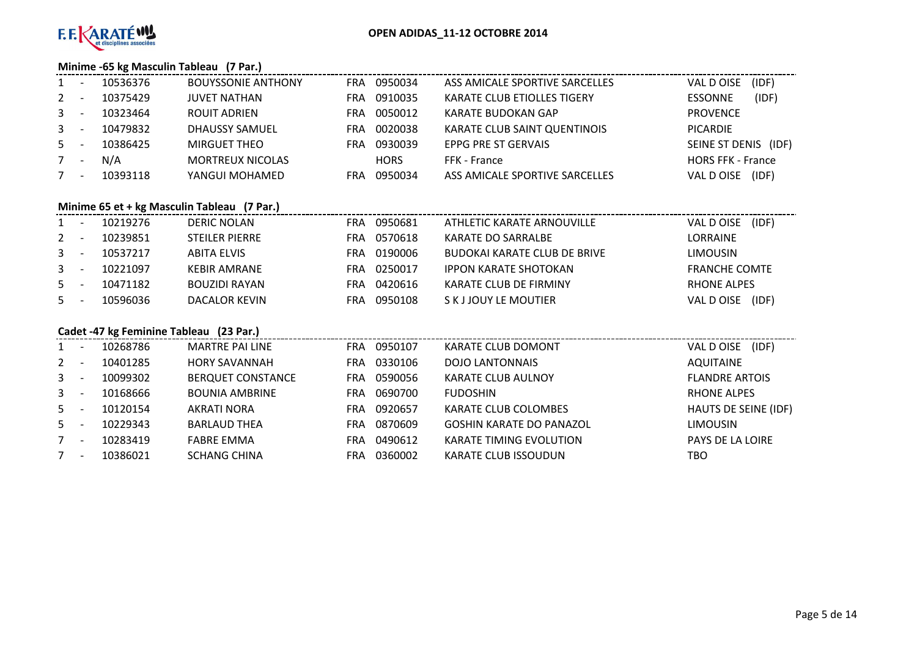**OPEN ADIDAS_11-12 OCTOBRE 2014**

### Minime -65 kg Masculin Tableau (7 Par.)

| | | | | | | | |
|---|---|---|---|---|---|---|---|
| 1 | - | 10536376 | BOUYSSONIE ANTHONY | FRA | 0950034 | ASS AMICALE SPORTIVE SARCELLES | VAL D OISE (IDF) |
| 2 | - | 10375429 | JUVET NATHAN | FRA | 0910035 | KARATE CLUB ETIOLLES TIGERY | ESSONNE (IDF) |
| 3 | - | 10323464 | ROUIT ADRIEN | FRA | 0050012 | KARATE BUDOKAN GAP | PROVENCE |
| 3 | - | 10479832 | DHAUSSY SAMUEL | FRA | 0020038 | KARATE CLUB SAINT QUENTINOIS | PICARDIE |
| 5 | - | 10386425 | MIRGUET THEO | FRA | 0930039 | EPPG PRE ST GERVAIS | SEINE ST DENIS (IDF) |
| 7 | - | N/A | MORTREUX NICOLAS | | HORS | FFK - France | HORS FFK - France |
| 7 | - | 10393118 | YANGUI MOHAMED | FRA | 0950034 | ASS AMICALE SPORTIVE SARCELLES | VAL D OISE (IDF) |

### Minime 65 et + kg Masculin Tableau (7 Par.)

| | | | | | | | |
|---|---|---|---|---|---|---|---|
| 1 | - | 10219276 | DERIC NOLAN | FRA | 0950681 | ATHLETIC KARATE ARNOUVILLE | VAL D OISE (IDF) |
| 2 | - | 10239851 | STEILER PIERRE | FRA | 0570618 | KARATE DO SARRALBE | LORRAINE |
| 3 | - | 10537217 | ABITA ELVIS | FRA | 0190006 | BUDOKAI KARATE CLUB DE BRIVE | LIMOUSIN |
| 3 | - | 10221097 | KEBIR AMRANE | FRA | 0250017 | IPPON KARATE SHOTOKAN | FRANCHE COMTE |
| 5 | - | 10471182 | BOUZIDI RAYAN | FRA | 0420616 | KARATE CLUB DE FIRMINY | RHONE ALPES |
| 5 | - | 10596036 | DACALOR KEVIN | FRA | 0950108 | S K J JOUY LE MOUTIER | VAL D OISE (IDF) |

### Cadet -47 kg Feminine Tableau (23 Par.)

| | | | | | | | |
|---|---|---|---|---|---|---|---|
| 1 | - | 10268786 | MARTRE PAI LINE | FRA | 0950107 | KARATE CLUB DOMONT | VAL D OISE (IDF) |
| 2 | - | 10401285 | HORY SAVANNAH | FRA | 0330106 | DOJO LANTONNAIS | AQUITAINE |
| 3 | - | 10099302 | BERQUET CONSTANCE | FRA | 0590056 | KARATE CLUB AULNOY | FLANDRE ARTOIS |
| 3 | - | 10168666 | BOUNIA AMBRINE | FRA | 0690700 | FUDOSHIN | RHONE ALPES |
| 5 | - | 10120154 | AKRATI NORA | FRA | 0920657 | KARATE CLUB COLOMBES | HAUTS DE SEINE (IDF) |
| 5 | - | 10229343 | BARLAUD THEA | FRA | 0870609 | GOSHIN KARATE DO PANAZOL | LIMOUSIN |
| 7 | - | 10283419 | FABRE EMMA | FRA | 0490612 | KARATE TIMING EVOLUTION | PAYS DE LA LOIRE |
| 7 | - | 10386021 | SCHANG CHINA | FRA | 0360002 | KARATE CLUB ISSOUDUN | TBO |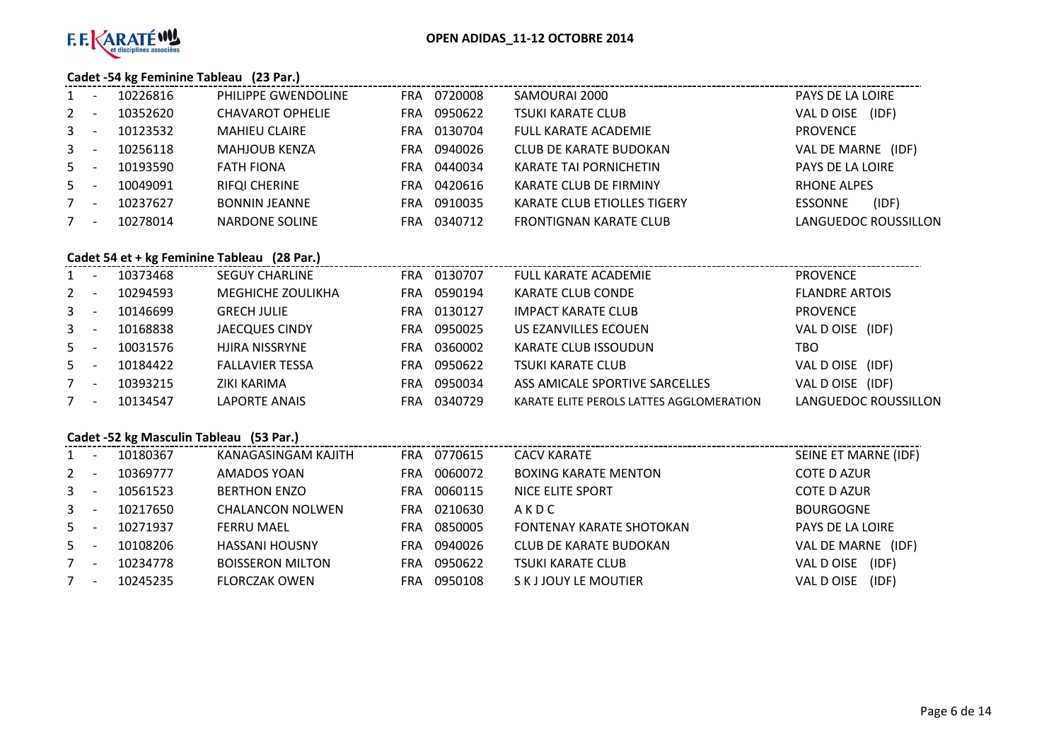**OPEN ADIDAS_11-12 OCTOBRE 2014**

### Cadet -54 kg Feminine Tableau (23 Par.)

| Rang | | Licence | Nom | Pays | Club N° | Club | Ligue |
|---|---|---|---|---|---|---|---|
| 1 | - | 10226816 | PHILIPPE GWENDOLINE | FRA | 0720008 | SAMOURAI 2000 | PAYS DE LA LOIRE |
| 2 | - | 10352620 | CHAVAROT OPHELIE | FRA | 0950622 | TSUKI KARATE CLUB | VAL D OISE (IDF) |
| 3 | - | 10123532 | MAHIEU CLAIRE | FRA | 0130704 | FULL KARATE ACADEMIE | PROVENCE |
| 3 | - | 10256118 | MAHJOUB KENZA | FRA | 0940026 | CLUB DE KARATE BUDOKAN | VAL DE MARNE (IDF) |
| 5 | - | 10193590 | FATH FIONA | FRA | 0440034 | KARATE TAI PORNICHETIN | PAYS DE LA LOIRE |
| 5 | - | 10049091 | RIFQI CHERINE | FRA | 0420616 | KARATE CLUB DE FIRMINY | RHONE ALPES |
| 7 | - | 10237627 | BONNIN JEANNE | FRA | 0910035 | KARATE CLUB ETIOLLES TIGERY | ESSONNE (IDF) |
| 7 | - | 10278014 | NARDONE SOLINE | FRA | 0340712 | FRONTIGNAN KARATE CLUB | LANGUEDOC ROUSSILLON |

### Cadet 54 et + kg Feminine Tableau (28 Par.)

| Rang | | Licence | Nom | Pays | Club N° | Club | Ligue |
|---|---|---|---|---|---|---|---|
| 1 | - | 10373468 | SEGUY CHARLINE | FRA | 0130707 | FULL KARATE ACADEMIE | PROVENCE |
| 2 | - | 10294593 | MEGHICHE ZOULIKHA | FRA | 0590194 | KARATE CLUB CONDE | FLANDRE ARTOIS |
| 3 | - | 10146699 | GRECH JULIE | FRA | 0130127 | IMPACT KARATE CLUB | PROVENCE |
| 3 | - | 10168838 | JAECQUES CINDY | FRA | 0950025 | US EZANVILLES ECOUEN | VAL D OISE (IDF) |
| 5 | - | 10031576 | HJIRA NISSRYNE | FRA | 0360002 | KARATE CLUB ISSOUDUN | TBO |
| 5 | - | 10184422 | FALLAVIER TESSA | FRA | 0950622 | TSUKI KARATE CLUB | VAL D OISE (IDF) |
| 7 | - | 10393215 | ZIKI KARIMA | FRA | 0950034 | ASS AMICALE SPORTIVE SARCELLES | VAL D OISE (IDF) |
| 7 | - | 10134547 | LAPORTE ANAIS | FRA | 0340729 | KARATE ELITE PEROLS LATTES AGGLOMERATION | LANGUEDOC ROUSSILLON |

### Cadet -52 kg Masculin Tableau (53 Par.)

| Rang | | Licence | Nom | Pays | Club N° | Club | Ligue |
|---|---|---|---|---|---|---|---|
| 1 | - | 10180367 | KANAGASINGAM KAJITH | FRA | 0770615 | CACV KARATE | SEINE ET MARNE (IDF) |
| 2 | - | 10369777 | AMADOS YOAN | FRA | 0060072 | BOXING KARATE MENTON | COTE D AZUR |
| 3 | - | 10561523 | BERTHON ENZO | FRA | 0060115 | NICE ELITE SPORT | COTE D AZUR |
| 3 | - | 10217650 | CHALANCON NOLWEN | FRA | 0210630 | A K D C | BOURGOGNE |
| 5 | - | 10271937 | FERRU MAEL | FRA | 0850005 | FONTENAY KARATE SHOTOKAN | PAYS DE LA LOIRE |
| 5 | - | 10108206 | HASSANI HOUSNY | FRA | 0940026 | CLUB DE KARATE BUDOKAN | VAL DE MARNE (IDF) |
| 7 | - | 10234778 | BOISSERON MILTON | FRA | 0950622 | TSUKI KARATE CLUB | VAL D OISE (IDF) |
| 7 | - | 10245235 | FLORCZAK OWEN | FRA | 0950108 | S K J JOUY LE MOUTIER | VAL D OISE (IDF) |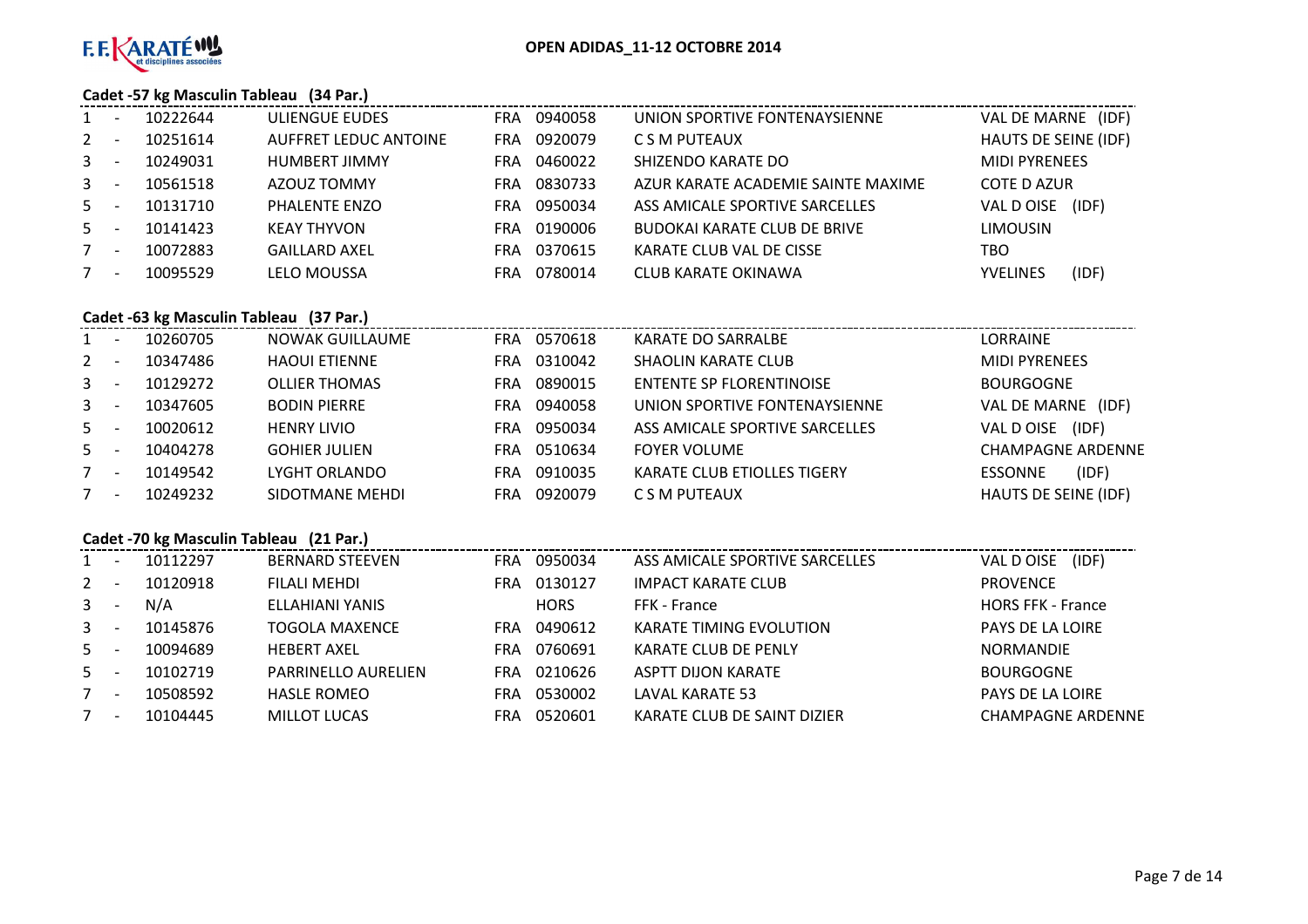**OPEN ADIDAS_11-12 OCTOBRE 2014**

### Cadet -57 kg Masculin Tableau (34 Par.)

| Rang | | Licence | Nom | Pays | Club N° | Club | Ligue |
|---|---|---|---|---|---|---|---|
| 1 | - | 10222644 | ULIENGUE EUDES | FRA | 0940058 | UNION SPORTIVE FONTENAYSIENNE | VAL DE MARNE (IDF) |
| 2 | - | 10251614 | AUFFRET LEDUC ANTOINE | FRA | 0920079 | C S M PUTEAUX | HAUTS DE SEINE (IDF) |
| 3 | - | 10249031 | HUMBERT JIMMY | FRA | 0460022 | SHIZENDO KARATE DO | MIDI PYRENEES |
| 3 | - | 10561518 | AZOUZ TOMMY | FRA | 0830733 | AZUR KARATE ACADEMIE SAINTE MAXIME | COTE D AZUR |
| 5 | - | 10131710 | PHALENTE ENZO | FRA | 0950034 | ASS AMICALE SPORTIVE SARCELLES | VAL D OISE (IDF) |
| 5 | - | 10141423 | KEAY THYVON | FRA | 0190006 | BUDOKAI KARATE CLUB DE BRIVE | LIMOUSIN |
| 7 | - | 10072883 | GAILLARD AXEL | FRA | 0370615 | KARATE CLUB VAL DE CISSE | TBO |
| 7 | - | 10095529 | LELO MOUSSA | FRA | 0780014 | CLUB KARATE OKINAWA | YVELINES (IDF) |

### Cadet -63 kg Masculin Tableau (37 Par.)

| Rang | | Licence | Nom | Pays | Club N° | Club | Ligue |
|---|---|---|---|---|---|---|---|
| 1 | - | 10260705 | NOWAK GUILLAUME | FRA | 0570618 | KARATE DO SARRALBE | LORRAINE |
| 2 | - | 10347486 | HAOUI ETIENNE | FRA | 0310042 | SHAOLIN KARATE CLUB | MIDI PYRENEES |
| 3 | - | 10129272 | OLLIER THOMAS | FRA | 0890015 | ENTENTE SP FLORENTINOISE | BOURGOGNE |
| 3 | - | 10347605 | BODIN PIERRE | FRA | 0940058 | UNION SPORTIVE FONTENAYSIENNE | VAL DE MARNE (IDF) |
| 5 | - | 10020612 | HENRY LIVIO | FRA | 0950034 | ASS AMICALE SPORTIVE SARCELLES | VAL D OISE (IDF) |
| 5 | - | 10404278 | GOHIER JULIEN | FRA | 0510634 | FOYER VOLUME | CHAMPAGNE ARDENNE |
| 7 | - | 10149542 | LYGHT ORLANDO | FRA | 0910035 | KARATE CLUB ETIOLLES TIGERY | ESSONNE (IDF) |
| 7 | - | 10249232 | SIDOTMANE MEHDI | FRA | 0920079 | C S M PUTEAUX | HAUTS DE SEINE (IDF) |

### Cadet -70 kg Masculin Tableau (21 Par.)

| Rang | | Licence | Nom | Pays | Club N° | Club | Ligue |
|---|---|---|---|---|---|---|---|
| 1 | - | 10112297 | BERNARD STEEVEN | FRA | 0950034 | ASS AMICALE SPORTIVE SARCELLES | VAL D OISE (IDF) |
| 2 | - | 10120918 | FILALI MEHDI | FRA | 0130127 | IMPACT KARATE CLUB | PROVENCE |
| 3 | - | N/A | ELLAHIANI YANIS | | HORS | FFK - France | HORS FFK - France |
| 3 | - | 10145876 | TOGOLA MAXENCE | FRA | 0490612 | KARATE TIMING EVOLUTION | PAYS DE LA LOIRE |
| 5 | - | 10094689 | HEBERT AXEL | FRA | 0760691 | KARATE CLUB DE PENLY | NORMANDIE |
| 5 | - | 10102719 | PARRINELLO AURELIEN | FRA | 0210626 | ASPTT DIJON KARATE | BOURGOGNE |
| 7 | - | 10508592 | HASLE ROMEO | FRA | 0530002 | LAVAL KARATE 53 | PAYS DE LA LOIRE |
| 7 | - | 10104445 | MILLOT LUCAS | FRA | 0520601 | KARATE CLUB DE SAINT DIZIER | CHAMPAGNE ARDENNE |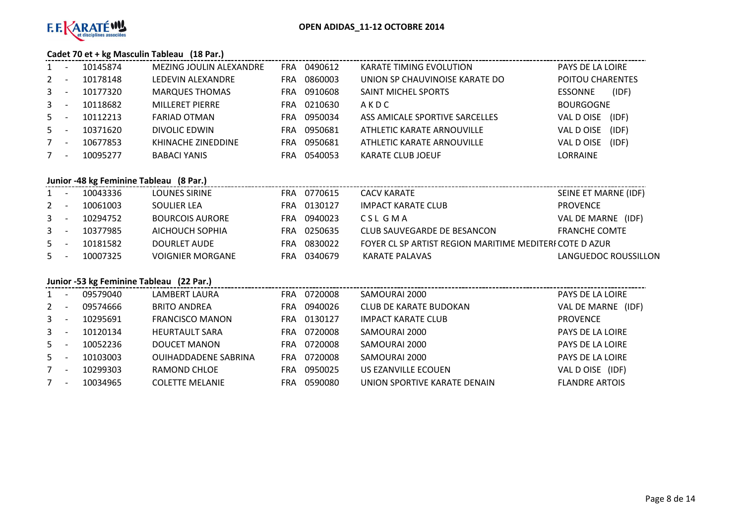**OPEN ADIDAS_11-12 OCTOBRE 2014**

### Cadet 70 et + kg Masculin Tableau (18 Par.)

| Rang | | Licence | Nom | Nat. | Club N° | Club | Ligue |
|---|---|---|---|---|---|---|---|
| 1 | - | 10145874 | MEZING JOULIN ALEXANDRE | FRA | 0490612 | KARATE TIMING EVOLUTION | PAYS DE LA LOIRE |
| 2 | - | 10178148 | LEDEVIN ALEXANDRE | FRA | 0860003 | UNION SP CHAUVINOISE KARATE DO | POITOU CHARENTES |
| 3 | - | 10177320 | MARQUES THOMAS | FRA | 0910608 | SAINT MICHEL SPORTS | ESSONNE (IDF) |
| 3 | - | 10118682 | MILLERET PIERRE | FRA | 0210630 | A K D C | BOURGOGNE |
| 5 | - | 10112213 | FARIAD OTMAN | FRA | 0950034 | ASS AMICALE SPORTIVE SARCELLES | VAL D OISE (IDF) |
| 5 | - | 10371620 | DIVOLIC EDWIN | FRA | 0950681 | ATHLETIC KARATE ARNOUVILLE | VAL D OISE (IDF) |
| 7 | - | 10677853 | KHINACHE ZINEDDINE | FRA | 0950681 | ATHLETIC KARATE ARNOUVILLE | VAL D OISE (IDF) |
| 7 | - | 10095277 | BABACI YANIS | FRA | 0540053 | KARATE CLUB JOEUF | LORRAINE |

### Junior -48 kg Feminine Tableau (8 Par.)

| Rang | | Licence | Nom | Nat. | Club N° | Club | Ligue |
|---|---|---|---|---|---|---|---|
| 1 | - | 10043336 | LOUNES SIRINE | FRA | 0770615 | CACV KARATE | SEINE ET MARNE (IDF) |
| 2 | - | 10061003 | SOULIER LEA | FRA | 0130127 | IMPACT KARATE CLUB | PROVENCE |
| 3 | - | 10294752 | BOURCOIS AURORE | FRA | 0940023 | C S L G M A | VAL DE MARNE (IDF) |
| 3 | - | 10377985 | AICHOUCH SOPHIA | FRA | 0250635 | CLUB SAUVEGARDE DE BESANCON | FRANCHE COMTE |
| 5 | - | 10181582 | DOURLET AUDE | FRA | 0830022 | FOYER CL SP ARTIST REGION MARITIME MEDITERI | COTE D AZUR |
| 5 | - | 10007325 | VOIGNIER MORGANE | FRA | 0340679 | KARATE PALAVAS | LANGUEDOC ROUSSILLON |

### Junior -53 kg Feminine Tableau (22 Par.)

| Rang | | Licence | Nom | Nat. | Club N° | Club | Ligue |
|---|---|---|---|---|---|---|---|
| 1 | - | 09579040 | LAMBERT LAURA | FRA | 0720008 | SAMOURAI 2000 | PAYS DE LA LOIRE |
| 2 | - | 09574666 | BRITO ANDREA | FRA | 0940026 | CLUB DE KARATE BUDOKAN | VAL DE MARNE (IDF) |
| 3 | - | 10295691 | FRANCISCO MANON | FRA | 0130127 | IMPACT KARATE CLUB | PROVENCE |
| 3 | - | 10120134 | HEURTAULT SARA | FRA | 0720008 | SAMOURAI 2000 | PAYS DE LA LOIRE |
| 5 | - | 10052236 | DOUCET MANON | FRA | 0720008 | SAMOURAI 2000 | PAYS DE LA LOIRE |
| 5 | - | 10103003 | OUIHADDADENE SABRINA | FRA | 0720008 | SAMOURAI 2000 | PAYS DE LA LOIRE |
| 7 | - | 10299303 | RAMOND CHLOE | FRA | 0950025 | US EZANVILLE ECOUEN | VAL D OISE (IDF) |
| 7 | - | 10034965 | COLETTE MELANIE | FRA | 0590080 | UNION SPORTIVE KARATE DENAIN | FLANDRE ARTOIS |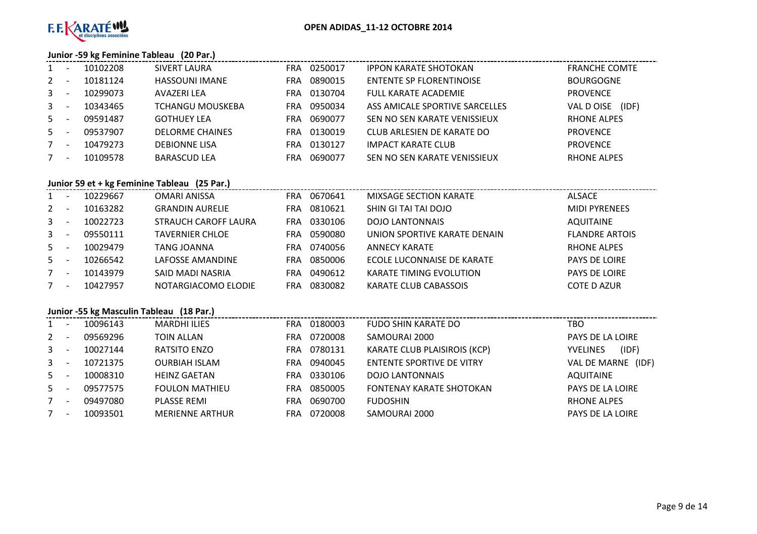**OPEN ADIDAS_11-12 OCTOBRE 2014**

### Junior -59 kg Feminine Tableau (20 Par.)

| Rang | | Licence | Nom | Pays | Club N° | Club | Ligue |
|---|---|---|---|---|---|---|---|
| 1 | - | 10102208 | SIVERT LAURA | FRA | 0250017 | IPPON KARATE SHOTOKAN | FRANCHE COMTE |
| 2 | - | 10181124 | HASSOUNI IMANE | FRA | 0890015 | ENTENTE SP FLORENTINOISE | BOURGOGNE |
| 3 | - | 10299073 | AVAZERI LEA | FRA | 0130704 | FULL KARATE ACADEMIE | PROVENCE |
| 3 | - | 10343465 | TCHANGU MOUSKEBA | FRA | 0950034 | ASS AMICALE SPORTIVE SARCELLES | VAL D OISE (IDF) |
| 5 | - | 09591487 | GOTHUEY LEA | FRA | 0690077 | SEN NO SEN KARATE VENISSIEUX | RHONE ALPES |
| 5 | - | 09537907 | DELORME CHAINES | FRA | 0130019 | CLUB ARLESIEN DE KARATE DO | PROVENCE |
| 7 | - | 10479273 | DEBIONNE LISA | FRA | 0130127 | IMPACT KARATE CLUB | PROVENCE |
| 7 | - | 10109578 | BARASCUD LEA | FRA | 0690077 | SEN NO SEN KARATE VENISSIEUX | RHONE ALPES |

### Junior 59 et + kg Feminine Tableau (25 Par.)

| Rang | | Licence | Nom | Pays | Club N° | Club | Ligue |
|---|---|---|---|---|---|---|---|
| 1 | - | 10229667 | OMARI ANISSA | FRA | 0670641 | MIXSAGE SECTION KARATE | ALSACE |
| 2 | - | 10163282 | GRANDIN AURELIE | FRA | 0810621 | SHIN GI TAI TAI DOJO | MIDI PYRENEES |
| 3 | - | 10022723 | STRAUCH CAROFF LAURA | FRA | 0330106 | DOJO LANTONNAIS | AQUITAINE |
| 3 | - | 09550111 | TAVERNIER CHLOE | FRA | 0590080 | UNION SPORTIVE KARATE DENAIN | FLANDRE ARTOIS |
| 5 | - | 10029479 | TANG JOANNA | FRA | 0740056 | ANNECY KARATE | RHONE ALPES |
| 5 | - | 10266542 | LAFOSSE AMANDINE | FRA | 0850006 | ECOLE LUCONNAISE DE KARATE | PAYS DE LOIRE |
| 7 | - | 10143979 | SAID MADI NASRIA | FRA | 0490612 | KARATE TIMING EVOLUTION | PAYS DE LOIRE |
| 7 | - | 10427957 | NOTARGIACOMO ELODIE | FRA | 0830082 | KARATE CLUB CABASSOIS | COTE D AZUR |

### Junior -55 kg Masculin Tableau (18 Par.)

| Rang | | Licence | Nom | Pays | Club N° | Club | Ligue |
|---|---|---|---|---|---|---|---|
| 1 | - | 10096143 | MARDHI ILIES | FRA | 0180003 | FUDO SHIN KARATE DO | TBO |
| 2 | - | 09569296 | TOIN ALLAN | FRA | 0720008 | SAMOURAI 2000 | PAYS DE LA LOIRE |
| 3 | - | 10027144 | RATSITO ENZO | FRA | 0780131 | KARATE CLUB PLAISIROIS (KCP) | YVELINES (IDF) |
| 3 | - | 10721375 | OURBIAH ISLAM | FRA | 0940045 | ENTENTE SPORTIVE DE VITRY | VAL DE MARNE (IDF) |
| 5 | - | 10008310 | HEINZ GAETAN | FRA | 0330106 | DOJO LANTONNAIS | AQUITAINE |
| 5 | - | 09577575 | FOULON MATHIEU | FRA | 0850005 | FONTENAY KARATE SHOTOKAN | PAYS DE LA LOIRE |
| 7 | - | 09497080 | PLASSE REMI | FRA | 0690700 | FUDOSHIN | RHONE ALPES |
| 7 | - | 10093501 | MERIENNE ARTHUR | FRA | 0720008 | SAMOURAI 2000 | PAYS DE LA LOIRE |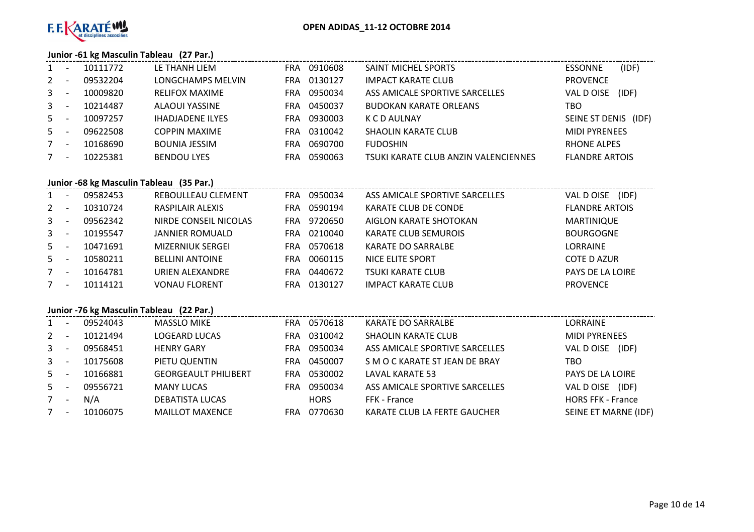**F.F.KARATÉ et disciplines associées**

**OPEN ADIDAS_11-12 OCTOBRE 2014**

### Junior -61 kg Masculin Tableau (27 Par.)

| Place | | Licence | Nom | Pays | Club N° | Club | Ligue |
|---|---|---|---|---|---|---|---|
| 1 | - | 10111772 | LE THANH LIEM | FRA | 0910608 | SAINT MICHEL SPORTS | ESSONNE (IDF) |
| 2 | - | 09532204 | LONGCHAMPS MELVIN | FRA | 0130127 | IMPACT KARATE CLUB | PROVENCE |
| 3 | - | 10009820 | RELIFOX MAXIME | FRA | 0950034 | ASS AMICALE SPORTIVE SARCELLES | VAL D OISE (IDF) |
| 3 | - | 10214487 | ALAOUI YASSINE | FRA | 0450037 | BUDOKAN KARATE ORLEANS | TBO |
| 5 | - | 10097257 | IHADJADENE ILYES | FRA | 0930003 | K C D AULNAY | SEINE ST DENIS (IDF) |
| 5 | - | 09622508 | COPPIN MAXIME | FRA | 0310042 | SHAOLIN KARATE CLUB | MIDI PYRENEES |
| 7 | - | 10168690 | BOUNIA JESSIM | FRA | 0690700 | FUDOSHIN | RHONE ALPES |
| 7 | - | 10225381 | BENDOU LYES | FRA | 0590063 | TSUKI KARATE CLUB ANZIN VALENCIENNES | FLANDRE ARTOIS |

### Junior -68 kg Masculin Tableau (35 Par.)

| Place | | Licence | Nom | Pays | Club N° | Club | Ligue |
|---|---|---|---|---|---|---|---|
| 1 | - | 09582453 | REBOULLEAU CLEMENT | FRA | 0950034 | ASS AMICALE SPORTIVE SARCELLES | VAL D OISE (IDF) |
| 2 | - | 10310724 | RASPILAIR ALEXIS | FRA | 0590194 | KARATE CLUB DE CONDE | FLANDRE ARTOIS |
| 3 | - | 09562342 | NIRDE CONSEIL NICOLAS | FRA | 9720650 | AIGLON KARATE SHOTOKAN | MARTINIQUE |
| 3 | - | 10195547 | JANNIER ROMUALD | FRA | 0210040 | KARATE CLUB SEMUROIS | BOURGOGNE |
| 5 | - | 10471691 | MIZERNIUK SERGEI | FRA | 0570618 | KARATE DO SARRALBE | LORRAINE |
| 5 | - | 10580211 | BELLINI ANTOINE | FRA | 0060115 | NICE ELITE SPORT | COTE D AZUR |
| 7 | - | 10164781 | URIEN ALEXANDRE | FRA | 0440672 | TSUKI KARATE CLUB | PAYS DE LA LOIRE |
| 7 | - | 10114121 | VONAU FLORENT | FRA | 0130127 | IMPACT KARATE CLUB | PROVENCE |

### Junior -76 kg Masculin Tableau (22 Par.)

| Place | | Licence | Nom | Pays | Club N° | Club | Ligue |
|---|---|---|---|---|---|---|---|
| 1 | - | 09524043 | MASSLO MIKE | FRA | 0570618 | KARATE DO SARRALBE | LORRAINE |
| 2 | - | 10121494 | LOGEARD LUCAS | FRA | 0310042 | SHAOLIN KARATE CLUB | MIDI PYRENEES |
| 3 | - | 09568451 | HENRY GARY | FRA | 0950034 | ASS AMICALE SPORTIVE SARCELLES | VAL D OISE (IDF) |
| 3 | - | 10175608 | PIETU QUENTIN | FRA | 0450007 | S M O C KARATE ST JEAN DE BRAY | TBO |
| 5 | - | 10166881 | GEORGEAULT PHILIBERT | FRA | 0530002 | LAVAL KARATE 53 | PAYS DE LA LOIRE |
| 5 | - | 09556721 | MANY LUCAS | FRA | 0950034 | ASS AMICALE SPORTIVE SARCELLES | VAL D OISE (IDF) |
| 7 | - | N/A | DEBATISTA LUCAS | | HORS | FFK - France | HORS FFK - France |
| 7 | - | 10106075 | MAILLOT MAXENCE | FRA | 0770630 | KARATE CLUB LA FERTE GAUCHER | SEINE ET MARNE (IDF) |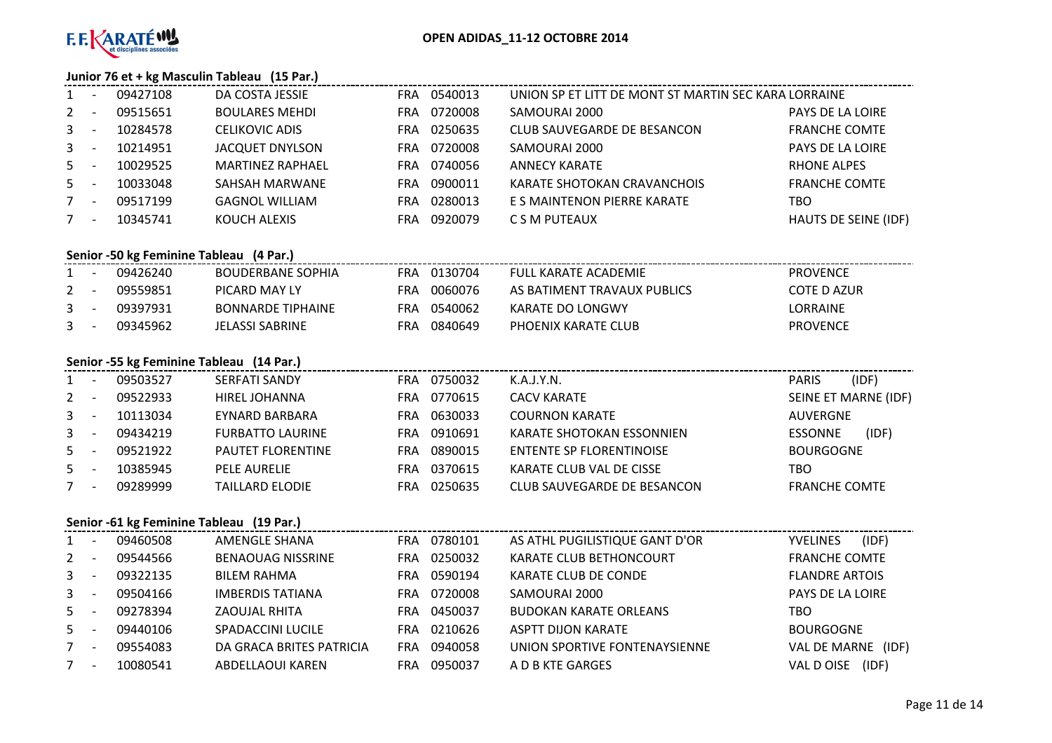## Junior 76 et + kg Masculin Tableau (15 Par.)

| Rang | | Licence | Nom | Nat. | Club N° | Club | Ligue |
|---|---|---|---|---|---|---|---|
| 1 | - | 09427108 | DA COSTA JESSIE | FRA | 0540013 | UNION SP ET LITT DE MONT ST MARTIN SEC KARA LORRAINE | |
| 2 | - | 09515651 | BOULARES MEHDI | FRA | 0720008 | SAMOURAI 2000 | PAYS DE LA LOIRE |
| 3 | - | 10284578 | CELIKOVIC ADIS | FRA | 0250635 | CLUB SAUVEGARDE DE BESANCON | FRANCHE COMTE |
| 3 | - | 10214951 | JACQUET DNYLSON | FRA | 0720008 | SAMOURAI 2000 | PAYS DE LA LOIRE |
| 5 | - | 10029525 | MARTINEZ RAPHAEL | FRA | 0740056 | ANNECY KARATE | RHONE ALPES |
| 5 | - | 10033048 | SAHSAH MARWANE | FRA | 0900011 | KARATE SHOTOKAN CRAVANCHOIS | FRANCHE COMTE |
| 7 | - | 09517199 | GAGNOL WILLIAM | FRA | 0280013 | E S MAINTENON PIERRE KARATE | TBO |
| 7 | - | 10345741 | KOUCH ALEXIS | FRA | 0920079 | C S M PUTEAUX | HAUTS DE SEINE (IDF) |

## Senior -50 kg Feminine Tableau (4 Par.)

| Rang | | Licence | Nom | Nat. | Club N° | Club | Ligue |
|---|---|---|---|---|---|---|---|
| 1 | - | 09426240 | BOUDERBANE SOPHIA | FRA | 0130704 | FULL KARATE ACADEMIE | PROVENCE |
| 2 | - | 09559851 | PICARD MAY LY | FRA | 0060076 | AS BATIMENT TRAVAUX PUBLICS | COTE D AZUR |
| 3 | - | 09397931 | BONNARDE TIPHAINE | FRA | 0540062 | KARATE DO LONGWY | LORRAINE |
| 3 | - | 09345962 | JELASSI SABRINE | FRA | 0840649 | PHOENIX KARATE CLUB | PROVENCE |

## Senior -55 kg Feminine Tableau (14 Par.)

| Rang | | Licence | Nom | Nat. | Club N° | Club | Ligue |
|---|---|---|---|---|---|---|---|
| 1 | - | 09503527 | SERFATI SANDY | FRA | 0750032 | K.A.J.Y.N. | PARIS (IDF) |
| 2 | - | 09522933 | HIREL JOHANNA | FRA | 0770615 | CACV KARATE | SEINE ET MARNE (IDF) |
| 3 | - | 10113034 | EYNARD BARBARA | FRA | 0630033 | COURNON KARATE | AUVERGNE |
| 3 | - | 09434219 | FURBATTO LAURINE | FRA | 0910691 | KARATE SHOTOKAN ESSONNIEN | ESSONNE (IDF) |
| 5 | - | 09521922 | PAUTET FLORENTINE | FRA | 0890015 | ENTENTE SP FLORENTINOISE | BOURGOGNE |
| 5 | - | 10385945 | PELE AURELIE | FRA | 0370615 | KARATE CLUB VAL DE CISSE | TBO |
| 7 | - | 09289999 | TAILLARD ELODIE | FRA | 0250635 | CLUB SAUVEGARDE DE BESANCON | FRANCHE COMTE |

## Senior -61 kg Feminine Tableau (19 Par.)

| Rang | | Licence | Nom | Nat. | Club N° | Club | Ligue |
|---|---|---|---|---|---|---|---|
| 1 | - | 09460508 | AMENGLE SHANA | FRA | 0780101 | AS ATHL PUGILISTIQUE GANT D'OR | YVELINES (IDF) |
| 2 | - | 09544566 | BENAOUAG NISSRINE | FRA | 0250032 | KARATE CLUB BETHONCOURT | FRANCHE COMTE |
| 3 | - | 09322135 | BILEM RAHMA | FRA | 0590194 | KARATE CLUB DE CONDE | FLANDRE ARTOIS |
| 3 | - | 09504166 | IMBERDIS TATIANA | FRA | 0720008 | SAMOURAI 2000 | PAYS DE LA LOIRE |
| 5 | - | 09278394 | ZAOUJAL RHITA | FRA | 0450037 | BUDOKAN KARATE ORLEANS | TBO |
| 5 | - | 09440106 | SPADACCINI LUCILE | FRA | 0210626 | ASPTT DIJON KARATE | BOURGOGNE |
| 7 | - | 09554083 | DA GRACA BRITES PATRICIA | FRA | 0940058 | UNION SPORTIVE FONTENAYSIENNE | VAL DE MARNE (IDF) |
| 7 | - | 10080541 | ABDELLAOUI KAREN | FRA | 0950037 | A D B KTE GARGES | VAL D OISE (IDF) |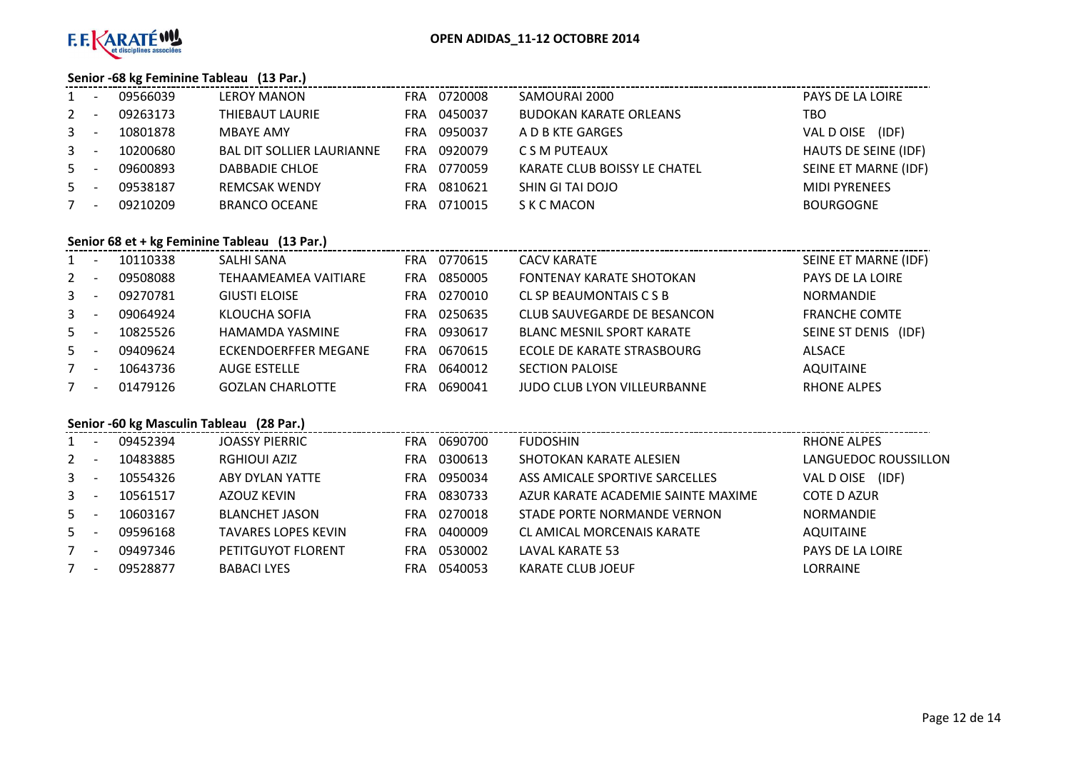F.F. KARATÉ et disciplines associées

**OPEN ADIDAS_11-12 OCTOBRE 2014**

### Senior -68 kg Feminine Tableau (13 Par.)

| | | | | | | | |
|---|---|---|---|---|---|---|---|
| 1 | - | 09566039 | LEROY MANON | FRA | 0720008 | SAMOURAI 2000 | PAYS DE LA LOIRE |
| 2 | - | 09263173 | THIEBAUT LAURIE | FRA | 0450037 | BUDOKAN KARATE ORLEANS | TBO |
| 3 | - | 10801878 | MBAYE AMY | FRA | 0950037 | A D B KTE GARGES | VAL D OISE (IDF) |
| 3 | - | 10200680 | BAL DIT SOLLIER LAURIANNE | FRA | 0920079 | C S M PUTEAUX | HAUTS DE SEINE (IDF) |
| 5 | - | 09600893 | DABBADIE CHLOE | FRA | 0770059 | KARATE CLUB BOISSY LE CHATEL | SEINE ET MARNE (IDF) |
| 5 | - | 09538187 | REMCSAK WENDY | FRA | 0810621 | SHIN GI TAI DOJO | MIDI PYRENEES |
| 7 | - | 09210209 | BRANCO OCEANE | FRA | 0710015 | S K C MACON | BOURGOGNE |

### Senior 68 et + kg Feminine Tableau (13 Par.)

| | | | | | | | |
|---|---|---|---|---|---|---|---|
| 1 | - | 10110338 | SALHI SANA | FRA | 0770615 | CACV KARATE | SEINE ET MARNE (IDF) |
| 2 | - | 09508088 | TEHAAMEAMEA VAITIARE | FRA | 0850005 | FONTENAY KARATE SHOTOKAN | PAYS DE LA LOIRE |
| 3 | - | 09270781 | GIUSTI ELOISE | FRA | 0270010 | CL SP BEAUMONTAIS C S B | NORMANDIE |
| 3 | - | 09064924 | KLOUCHA SOFIA | FRA | 0250635 | CLUB SAUVEGARDE DE BESANCON | FRANCHE COMTE |
| 5 | - | 10825526 | HAMAMDA YASMINE | FRA | 0930617 | BLANC MESNIL SPORT KARATE | SEINE ST DENIS (IDF) |
| 5 | - | 09409624 | ECKENDOERFFER MEGANE | FRA | 0670615 | ECOLE DE KARATE STRASBOURG | ALSACE |
| 7 | - | 10643736 | AUGE ESTELLE | FRA | 0640012 | SECTION PALOISE | AQUITAINE |
| 7 | - | 01479126 | GOZLAN CHARLOTTE | FRA | 0690041 | JUDO CLUB LYON VILLEURBANNE | RHONE ALPES |

### Senior -60 kg Masculin Tableau (28 Par.)

| | | | | | | | |
|---|---|---|---|---|---|---|---|
| 1 | - | 09452394 | JOASSY PIERRIC | FRA | 0690700 | FUDOSHIN | RHONE ALPES |
| 2 | - | 10483885 | RGHIOUI AZIZ | FRA | 0300613 | SHOTOKAN KARATE ALESIEN | LANGUEDOC ROUSSILLON |
| 3 | - | 10554326 | ABY DYLAN YATTE | FRA | 0950034 | ASS AMICALE SPORTIVE SARCELLES | VAL D OISE (IDF) |
| 3 | - | 10561517 | AZOUZ KEVIN | FRA | 0830733 | AZUR KARATE ACADEMIE SAINTE MAXIME | COTE D AZUR |
| 5 | - | 10603167 | BLANCHET JASON | FRA | 0270018 | STADE PORTE NORMANDE VERNON | NORMANDIE |
| 5 | - | 09596168 | TAVARES LOPES KEVIN | FRA | 0400009 | CL AMICAL MORCENAIS KARATE | AQUITAINE |
| 7 | - | 09497346 | PETITGUYOT FLORENT | FRA | 0530002 | LAVAL KARATE 53 | PAYS DE LA LOIRE |
| 7 | - | 09528877 | BABACI LYES | FRA | 0540053 | KARATE CLUB JOEUF | LORRAINE |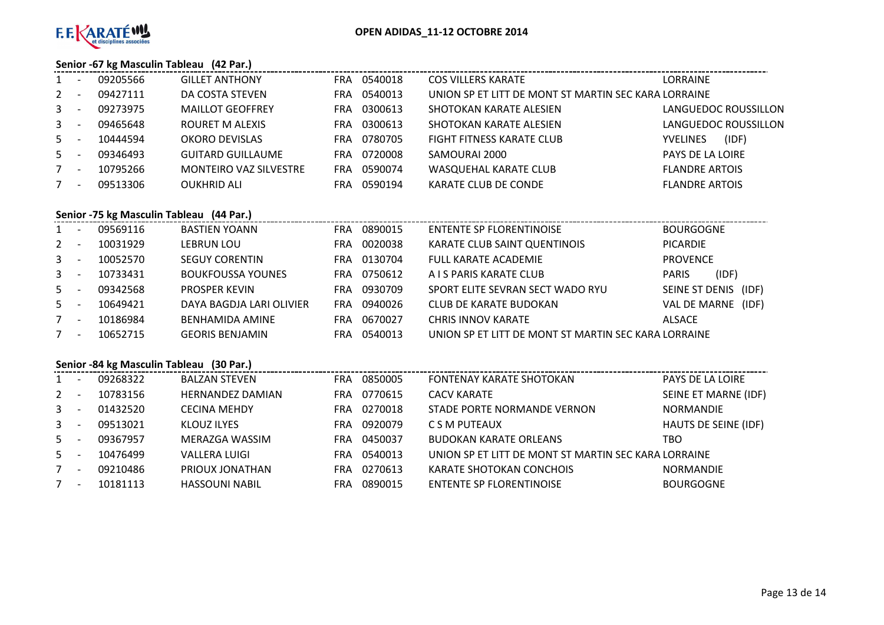**OPEN ADIDAS_11-12 OCTOBRE 2014**

### Senior -67 kg Masculin Tableau (42 Par.)

| | | | | | | | |
|---|---|---|---|---|---|---|---|
| 1 | - | 09205566 | GILLET ANTHONY | FRA | 0540018 | COS VILLERS KARATE | LORRAINE |
| 2 | - | 09427111 | DA COSTA STEVEN | FRA | 0540013 | UNION SP ET LITT DE MONT ST MARTIN SEC KARA | LORRAINE |
| 3 | - | 09273975 | MAILLOT GEOFFREY | FRA | 0300613 | SHOTOKAN KARATE ALESIEN | LANGUEDOC ROUSSILLON |
| 3 | - | 09465648 | ROURET M ALEXIS | FRA | 0300613 | SHOTOKAN KARATE ALESIEN | LANGUEDOC ROUSSILLON |
| 5 | - | 10444594 | OKORO DEVISLAS | FRA | 0780705 | FIGHT FITNESS KARATE CLUB | YVELINES (IDF) |
| 5 | - | 09346493 | GUITARD GUILLAUME | FRA | 0720008 | SAMOURAI 2000 | PAYS DE LA LOIRE |
| 7 | - | 10795266 | MONTEIRO VAZ SILVESTRE | FRA | 0590074 | WASQUEHAL KARATE CLUB | FLANDRE ARTOIS |
| 7 | - | 09513306 | OUKHRID ALI | FRA | 0590194 | KARATE CLUB DE CONDE | FLANDRE ARTOIS |

### Senior -75 kg Masculin Tableau (44 Par.)

| | | | | | | | |
|---|---|---|---|---|---|---|---|
| 1 | - | 09569116 | BASTIEN YOANN | FRA | 0890015 | ENTENTE SP FLORENTINOISE | BOURGOGNE |
| 2 | - | 10031929 | LEBRUN LOU | FRA | 0020038 | KARATE CLUB SAINT QUENTINOIS | PICARDIE |
| 3 | - | 10052570 | SEGUY CORENTIN | FRA | 0130704 | FULL KARATE ACADEMIE | PROVENCE |
| 3 | - | 10733431 | BOUKFOUSSA YOUNES | FRA | 0750612 | A I S PARIS KARATE CLUB | PARIS (IDF) |
| 5 | - | 09342568 | PROSPER KEVIN | FRA | 0930709 | SPORT ELITE SEVRAN SECT WADO RYU | SEINE ST DENIS (IDF) |
| 5 | - | 10649421 | DAYA BAGDJA LARI OLIVIER | FRA | 0940026 | CLUB DE KARATE BUDOKAN | VAL DE MARNE (IDF) |
| 7 | - | 10186984 | BENHAMIDA AMINE | FRA | 0670027 | CHRIS INNOV KARATE | ALSACE |
| 7 | - | 10652715 | GEORIS BENJAMIN | FRA | 0540013 | UNION SP ET LITT DE MONT ST MARTIN SEC KARA | LORRAINE |

### Senior -84 kg Masculin Tableau (30 Par.)

| | | | | | | | |
|---|---|---|---|---|---|---|---|
| 1 | - | 09268322 | BALZAN STEVEN | FRA | 0850005 | FONTENAY KARATE SHOTOKAN | PAYS DE LA LOIRE |
| 2 | - | 10783156 | HERNANDEZ DAMIAN | FRA | 0770615 | CACV KARATE | SEINE ET MARNE (IDF) |
| 3 | - | 01432520 | CECINA MEHDY | FRA | 0270018 | STADE PORTE NORMANDE VERNON | NORMANDIE |
| 3 | - | 09513021 | KLOUZ ILYES | FRA | 0920079 | C S M PUTEAUX | HAUTS DE SEINE (IDF) |
| 5 | - | 09367957 | MERAZGA WASSIM | FRA | 0450037 | BUDOKAN KARATE ORLEANS | TBO |
| 5 | - | 10476499 | VALLERA LUIGI | FRA | 0540013 | UNION SP ET LITT DE MONT ST MARTIN SEC KARA | LORRAINE |
| 7 | - | 09210486 | PRIOUX JONATHAN | FRA | 0270613 | KARATE SHOTOKAN CONCHOIS | NORMANDIE |
| 7 | - | 10181113 | HASSOUNI NABIL | FRA | 0890015 | ENTENTE SP FLORENTINOISE | BOURGOGNE |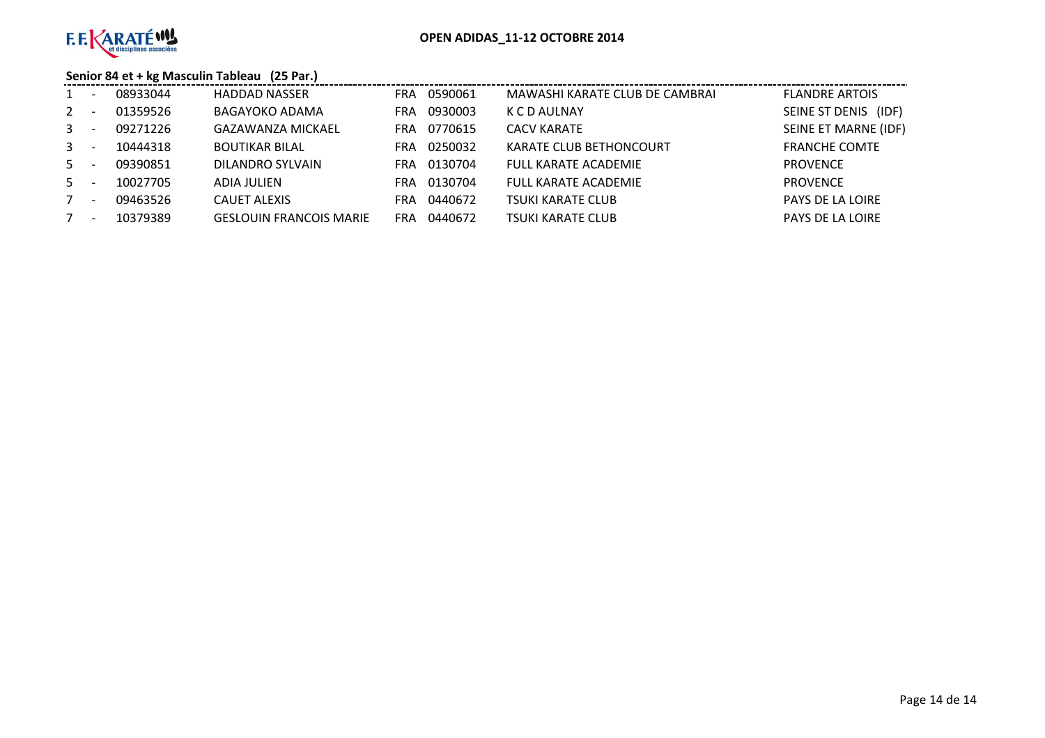**OPEN ADIDAS_11-12 OCTOBRE 2014**

**Senior 84 et + kg Masculin Tableau (25 Par.)**

| | | | | | | | |
|---|---|---|---|---|---|---|---|
| 1 | - | 08933044 | HADDAD NASSER | FRA | 0590061 | MAWASHI KARATE CLUB DE CAMBRAI | FLANDRE ARTOIS |
| 2 | - | 01359526 | BAGAYOKO ADAMA | FRA | 0930003 | K C D AULNAY | SEINE ST DENIS (IDF) |
| 3 | - | 09271226 | GAZAWANZA MICKAEL | FRA | 0770615 | CACV KARATE | SEINE ET MARNE (IDF) |
| 3 | - | 10444318 | BOUTIKAR BILAL | FRA | 0250032 | KARATE CLUB BETHONCOURT | FRANCHE COMTE |
| 5 | - | 09390851 | DILANDRO SYLVAIN | FRA | 0130704 | FULL KARATE ACADEMIE | PROVENCE |
| 5 | - | 10027705 | ADIA JULIEN | FRA | 0130704 | FULL KARATE ACADEMIE | PROVENCE |
| 7 | - | 09463526 | CAUET ALEXIS | FRA | 0440672 | TSUKI KARATE CLUB | PAYS DE LA LOIRE |
| 7 | - | 10379389 | GESLOUIN FRANCOIS MARIE | FRA | 0440672 | TSUKI KARATE CLUB | PAYS DE LA LOIRE |